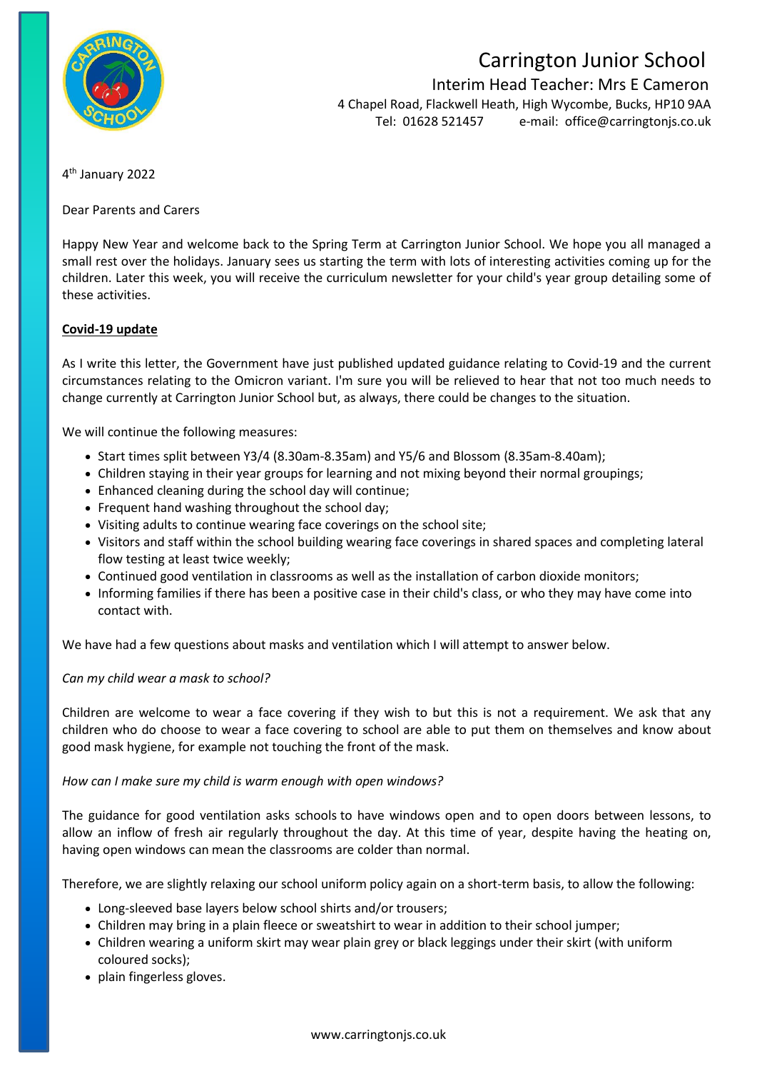# Carrington Junior School

Interim Head Teacher: Mrs E Cameron

4 Chapel Road, Flackwell Heath, High Wycombe, Bucks, HP10 9AA

Tel: 01628 521457 e-mail: office@carringtonjs.co.uk

4th January 2022

Dear Parents and Carers

Happy New Year and welcome back to the Spring Term at Carrington Junior School. We hope you all managed a small rest over the holidays. January sees us starting the term with lots of interesting activities coming up for the children. Later this week, you will receive the curriculum newsletter for your child's year group detailing some of these activities.

**Covid-19 update**

As I write this letter, the Government have just published updated guidance relating to Covid-19 and the current circumstances relating to the Omicron variant. I'm sure you will be relieved to hear that not too much needs to change currently at Carrington Junior School but, as always, there could be changes to the situation.

We will continue the following measures:

- Start times split between Y3/4 (8.30am-8.35am) and Y5/6 and Blossom (8.35am-8.40am);
- Children staying in their year groups for learning and not mixing beyond their normal groupings;
- Enhanced cleaning during the school day will continue;
- Frequent hand washing throughout the school day;
- Visiting adults to continue wearing face coverings on the school site;
- Visitors and staff within the school building wearing face coverings in shared spaces and completing lateral flow testing at least twice weekly;
- Continued good ventilation in classrooms as well as the installation of carbon dioxide monitors;
- Informing families if there has been a positive case in their child's class, or who they may have come into contact with.

We have had a few questions about masks and ventilation which I will attempt to answer below.

*Can my child wear a mask to school?*

Children are welcome to wear a face covering if they wish to but this is not a requirement. We ask that any children who do choose to wear a face covering to school are able to put them on themselves and know about good mask hygiene, for example not touching the front of the mask.

*How can I make sure my child is warm enough with open windows?*

The guidance for good ventilation asks schools to have windows open and to open doors between lessons, to allow an inflow of fresh air regularly throughout the day. At this time of year, despite having the heating on, having open windows can mean the classrooms are colder than normal.

Therefore, we are slightly relaxing our school uniform policy again on a short-term basis, to allow the following:

- Long-sleeved base layers below school shirts and/or trousers;
- Children may bring in a plain fleece or sweatshirt to wear in addition to their school jumper;
- Children wearing a uniform skirt may wear plain grey or black leggings under their skirt (with uniform coloured socks);
- plain fingerless gloves.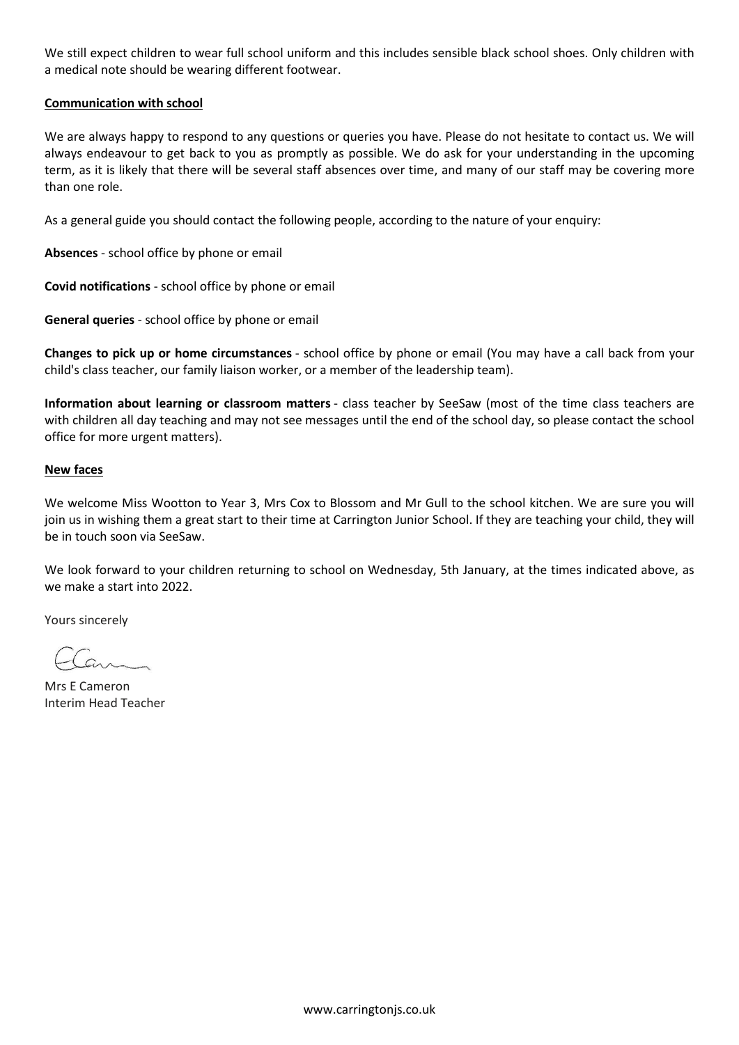We still expect children to wear full school uniform and this includes sensible black school shoes. Only children with a medical note should be wearing different footwear.

**Communication with school**

We are always happy to respond to any questions or queries you have. Please do not hesitate to contact us. We will always endeavour to get back to you as promptly as possible. We do ask for your understanding in the upcoming term, as it is likely that there will be several staff absences over time, and many of our staff may be covering more than one role.

As a general guide you should contact the following people, according to the nature of your enquiry:

**Absences** - school office by phone or email

**Covid notifications** - school office by phone or email

**General queries** - school office by phone or email

**Changes to pick up or home circumstances** - school office by phone or email (You may have a call back from your child's class teacher, our family liaison worker, or a member of the leadership team).

**Information about learning or classroom matters** - class teacher by SeeSaw (most of the time class teachers are with children all day teaching and may not see messages until the end of the school day, so please contact the school office for more urgent matters).

**New faces**

We welcome Miss Wootton to Year 3, Mrs Cox to Blossom and Mr Gull to the school kitchen. We are sure you will join us in wishing them a great start to their time at Carrington Junior School. If they are teaching your child, they will be in touch soon via SeeSaw.

We look forward to your children returning to school on Wednesday, 5th January, at the times indicated above, as we make a start into 2022.

Yours sincerely

Mrs E Cameron
Interim Head Teacher

www.carringtonjs.co.uk